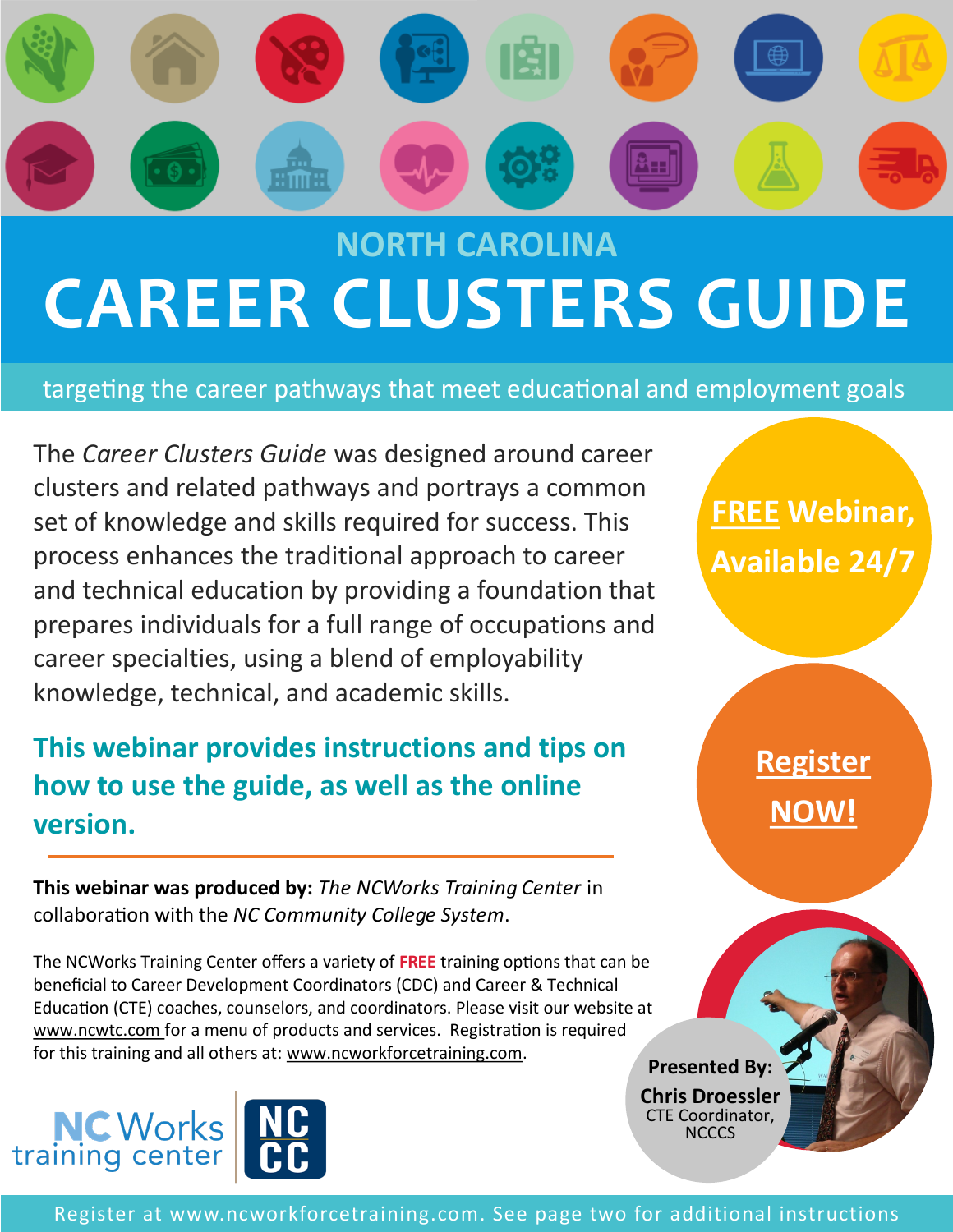## NORTH CAROLINA

# CAREER CLUSTERS GUIDE

targeting the career pathways that meet educational and employment goals

The *Career Clusters Guide* was designed around career clusters and related pathways and portrays a common set of knowledge and skills required for success. This process enhances the traditional approach to career and technical education by providing a foundation that prepares individuals for a full range of occupations and career specialties, using a blend of employability knowledge, technical, and academic skills.

**This webinar provides instructions and tips on how to use the guide, as well as the online version.**

**FREE Webinar, Available 24/7**

**Register NOW!**

**This webinar was produced by:** *The NCWorks Training Center* in collaboration with the *NC Community College System*.

The NCWorks Training Center offers a variety of **FREE** training options that can be beneficial to Career Development Coordinators (CDC) and Career & Technical Education (CTE) coaches, counselors, and coordinators. Please visit our website at www.ncwtc.com for a menu of products and services. Registration is required for this training and all others at: www.ncworkforcetraining.com.

**Presented By:**
**Chris Droessler**
CTE Coordinator, NCCCS

NC Works training center | NC CC

Register at www.ncworkforcetraining.com. See page two for additional instructions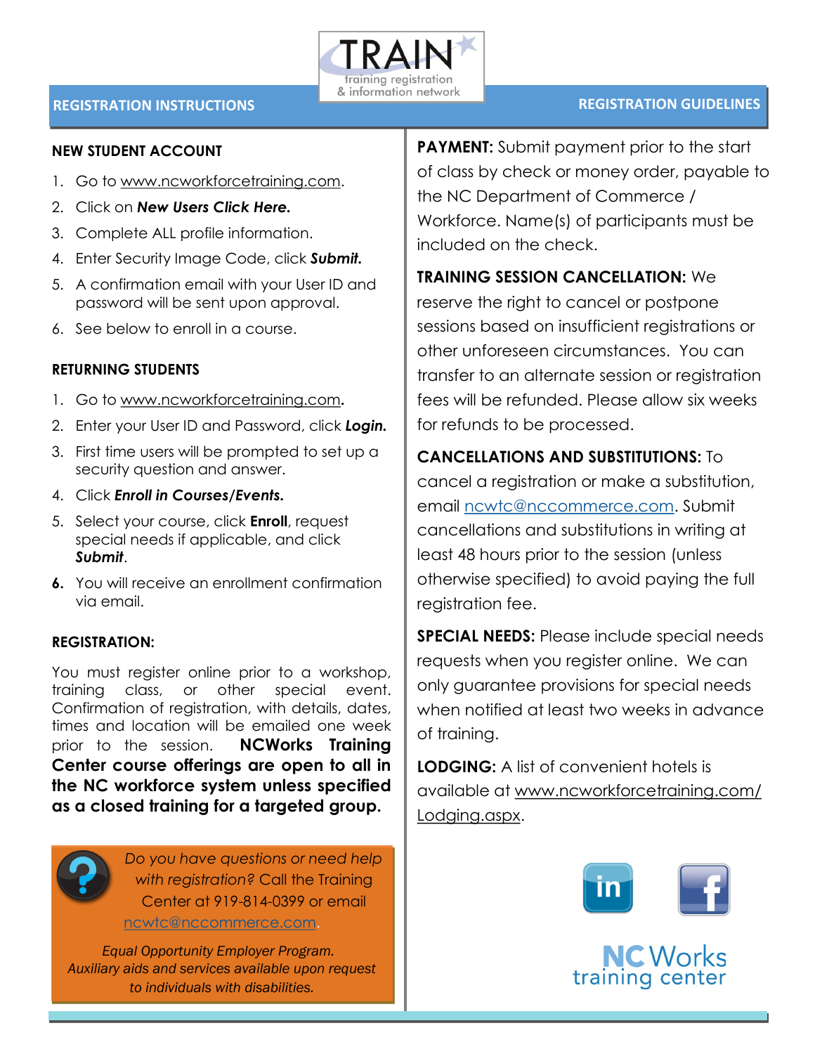TRAIN
training registration & information network

## REGISTRATION INSTRUCTIONS

### NEW STUDENT ACCOUNT

1. Go to www.ncworkforcetraining.com.
2. Click on ***New Users Click Here.***
3. Complete ALL profile information.
4. Enter Security Image Code, click ***Submit.***
5. A confirmation email with your User ID and password will be sent upon approval.
6. See below to enroll in a course.

### RETURNING STUDENTS

1. Go to www.ncworkforcetraining.com.
2. Enter your User ID and Password, click ***Login.***
3. First time users will be prompted to set up a security question and answer.
4. Click ***Enroll in Courses/Events.***
5. Select your course, click **Enroll**, request special needs if applicable, and click ***Submit***.
6. You will receive an enrollment confirmation via email.

### REGISTRATION:

You must register online prior to a workshop, training class, or other special event. Confirmation of registration, with details, dates, times and location will be emailed one week prior to the session. **NCWorks Training Center course offerings are open to all in the NC workforce system unless specified as a closed training for a targeted group.**

*Do you have questions or need help with registration?* Call the Training Center at 919-814-0399 or email ncwtc@nccommerce.com.

*Equal Opportunity Employer Program. Auxiliary aids and services available upon request to individuals with disabilities.*

## REGISTRATION GUIDELINES

**PAYMENT:** Submit payment prior to the start of class by check or money order, payable to the NC Department of Commerce / Workforce. Name(s) of participants must be included on the check.

**TRAINING SESSION CANCELLATION:** We reserve the right to cancel or postpone sessions based on insufficient registrations or other unforeseen circumstances. You can transfer to an alternate session or registration fees will be refunded. Please allow six weeks for refunds to be processed.

**CANCELLATIONS AND SUBSTITUTIONS:** To cancel a registration or make a substitution, email ncwtc@nccommerce.com. Submit cancellations and substitutions in writing at least 48 hours prior to the session (unless otherwise specified) to avoid paying the full registration fee.

**SPECIAL NEEDS:** Please include special needs requests when you register online. We can only guarantee provisions for special needs when notified at least two weeks in advance of training.

**LODGING:** A list of convenient hotels is available at www.ncworkforcetraining.com/Lodging.aspx.

NCWorks training center